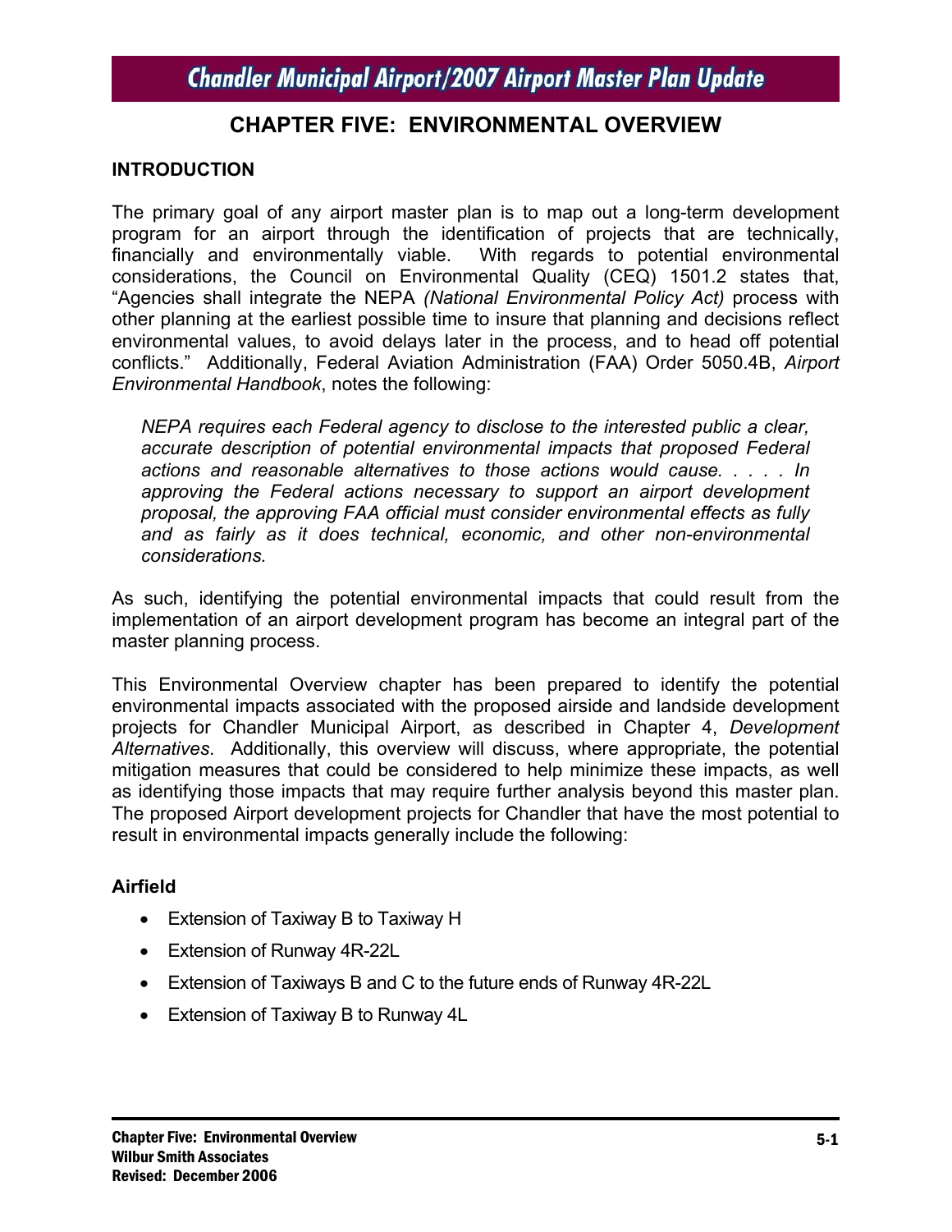# CHAPTER FIVE: ENVIRONMENTAL OVERVIEW

## INTRODUCTION

The primary goal of any airport master plan is to map out a long-term development program for an airport through the identification of projects that are technically, financially and environmentally viable. With regards to potential environmental considerations, the Council on Environmental Quality (CEQ) 1501.2 states that, "Agencies shall integrate the NEPA *(National Environmental Policy Act)* process with other planning at the earliest possible time to insure that planning and decisions reflect environmental values, to avoid delays later in the process, and to head off potential conflicts." Additionally, Federal Aviation Administration (FAA) Order 5050.4B, *Airport Environmental Handbook*, notes the following:

> *NEPA requires each Federal agency to disclose to the interested public a clear, accurate description of potential environmental impacts that proposed Federal actions and reasonable alternatives to those actions would cause. . . . . In approving the Federal actions necessary to support an airport development proposal, the approving FAA official must consider environmental effects as fully and as fairly as it does technical, economic, and other non-environmental considerations.*

As such, identifying the potential environmental impacts that could result from the implementation of an airport development program has become an integral part of the master planning process.

This Environmental Overview chapter has been prepared to identify the potential environmental impacts associated with the proposed airside and landside development projects for Chandler Municipal Airport, as described in Chapter 4, *Development Alternatives*. Additionally, this overview will discuss, where appropriate, the potential mitigation measures that could be considered to help minimize these impacts, as well as identifying those impacts that may require further analysis beyond this master plan. The proposed Airport development projects for Chandler that have the most potential to result in environmental impacts generally include the following:

### Airfield

- Extension of Taxiway B to Taxiway H
- Extension of Runway 4R-22L
- Extension of Taxiways B and C to the future ends of Runway 4R-22L
- Extension of Taxiway B to Runway 4L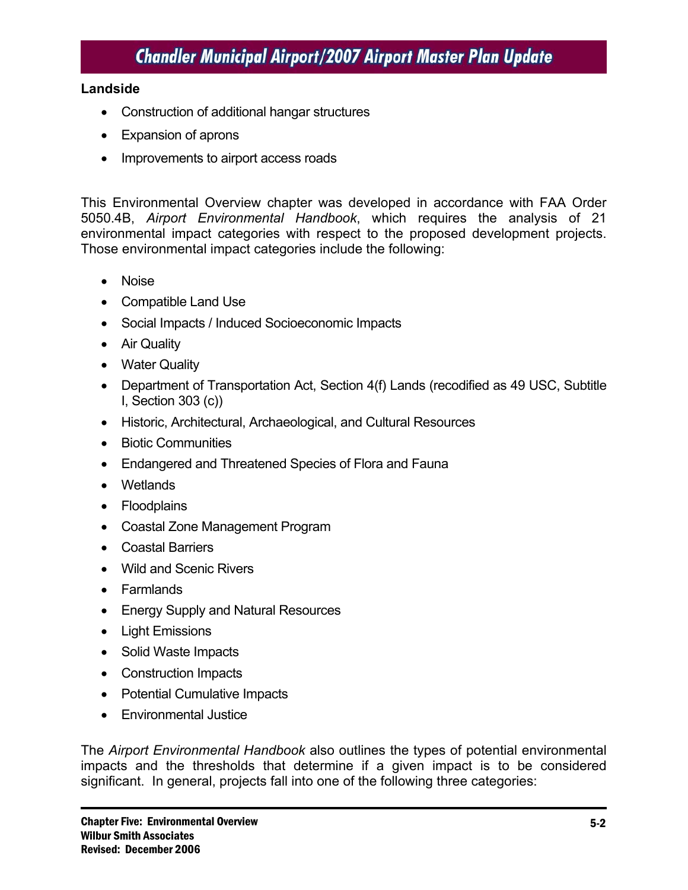**Landside**

- Construction of additional hangar structures
- Expansion of aprons
- Improvements to airport access roads

This Environmental Overview chapter was developed in accordance with FAA Order 5050.4B, *Airport Environmental Handbook*, which requires the analysis of 21 environmental impact categories with respect to the proposed development projects. Those environmental impact categories include the following:

- Noise
- Compatible Land Use
- Social Impacts / Induced Socioeconomic Impacts
- Air Quality
- Water Quality
- Department of Transportation Act, Section 4(f) Lands (recodified as 49 USC, Subtitle I, Section 303 (c))
- Historic, Architectural, Archaeological, and Cultural Resources
- Biotic Communities
- Endangered and Threatened Species of Flora and Fauna
- Wetlands
- Floodplains
- Coastal Zone Management Program
- Coastal Barriers
- Wild and Scenic Rivers
- Farmlands
- Energy Supply and Natural Resources
- Light Emissions
- Solid Waste Impacts
- Construction Impacts
- Potential Cumulative Impacts
- Environmental Justice

The *Airport Environmental Handbook* also outlines the types of potential environmental impacts and the thresholds that determine if a given impact is to be considered significant. In general, projects fall into one of the following three categories: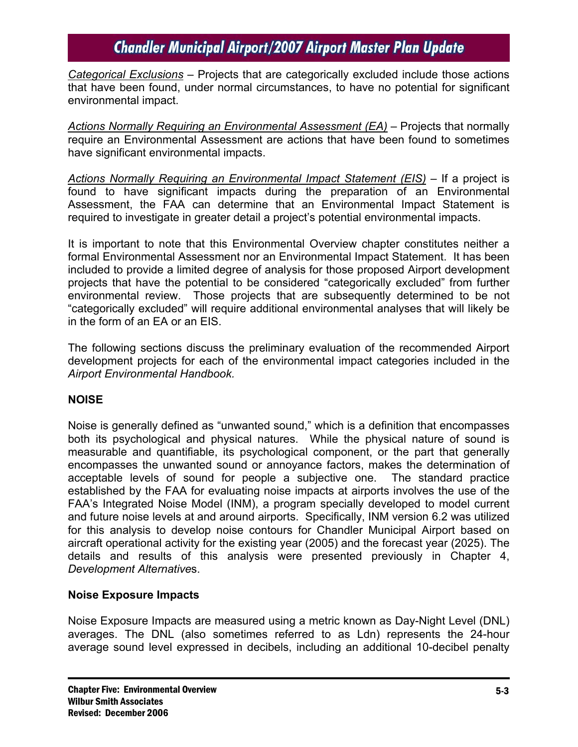*Categorical Exclusions* – Projects that are categorically excluded include those actions that have been found, under normal circumstances, to have no potential for significant environmental impact.

*Actions Normally Requiring an Environmental Assessment (EA)* – Projects that normally require an Environmental Assessment are actions that have been found to sometimes have significant environmental impacts.

*Actions Normally Requiring an Environmental Impact Statement (EIS)* – If a project is found to have significant impacts during the preparation of an Environmental Assessment, the FAA can determine that an Environmental Impact Statement is required to investigate in greater detail a project's potential environmental impacts.

It is important to note that this Environmental Overview chapter constitutes neither a formal Environmental Assessment nor an Environmental Impact Statement. It has been included to provide a limited degree of analysis for those proposed Airport development projects that have the potential to be considered "categorically excluded" from further environmental review. Those projects that are subsequently determined to be not "categorically excluded" will require additional environmental analyses that will likely be in the form of an EA or an EIS.

The following sections discuss the preliminary evaluation of the recommended Airport development projects for each of the environmental impact categories included in the *Airport Environmental Handbook.*

## NOISE

Noise is generally defined as "unwanted sound," which is a definition that encompasses both its psychological and physical natures. While the physical nature of sound is measurable and quantifiable, its psychological component, or the part that generally encompasses the unwanted sound or annoyance factors, makes the determination of acceptable levels of sound for people a subjective one. The standard practice established by the FAA for evaluating noise impacts at airports involves the use of the FAA's Integrated Noise Model (INM), a program specially developed to model current and future noise levels at and around airports. Specifically, INM version 6.2 was utilized for this analysis to develop noise contours for Chandler Municipal Airport based on aircraft operational activity for the existing year (2005) and the forecast year (2025). The details and results of this analysis were presented previously in Chapter 4, *Development Alternatives*.

### Noise Exposure Impacts

Noise Exposure Impacts are measured using a metric known as Day-Night Level (DNL) averages. The DNL (also sometimes referred to as Ldn) represents the 24-hour average sound level expressed in decibels, including an additional 10-decibel penalty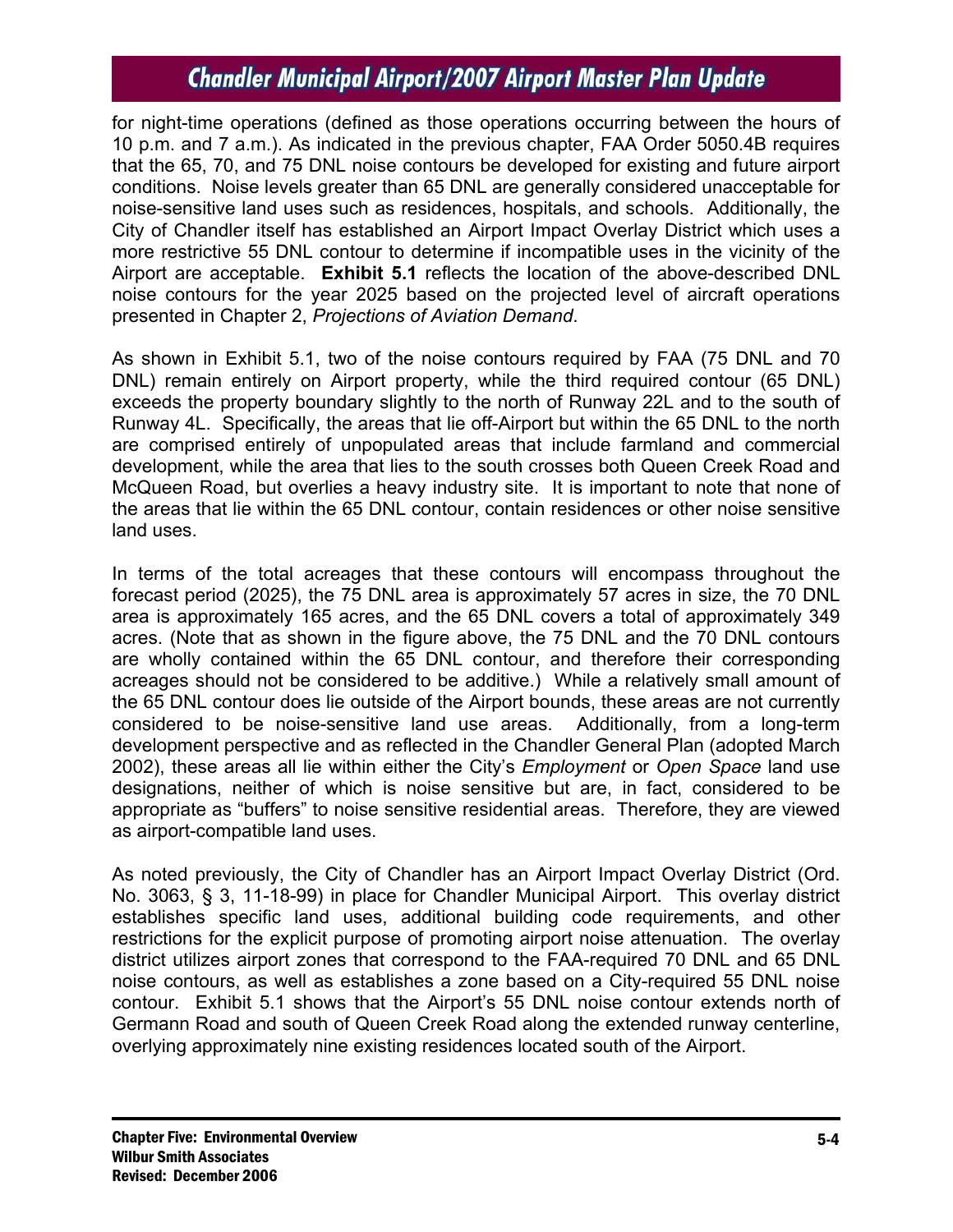for night-time operations (defined as those operations occurring between the hours of 10 p.m. and 7 a.m.). As indicated in the previous chapter, FAA Order 5050.4B requires that the 65, 70, and 75 DNL noise contours be developed for existing and future airport conditions. Noise levels greater than 65 DNL are generally considered unacceptable for noise-sensitive land uses such as residences, hospitals, and schools. Additionally, the City of Chandler itself has established an Airport Impact Overlay District which uses a more restrictive 55 DNL contour to determine if incompatible uses in the vicinity of the Airport are acceptable. **Exhibit 5.1** reflects the location of the above-described DNL noise contours for the year 2025 based on the projected level of aircraft operations presented in Chapter 2, *Projections of Aviation Demand*.

As shown in Exhibit 5.1, two of the noise contours required by FAA (75 DNL and 70 DNL) remain entirely on Airport property, while the third required contour (65 DNL) exceeds the property boundary slightly to the north of Runway 22L and to the south of Runway 4L. Specifically, the areas that lie off-Airport but within the 65 DNL to the north are comprised entirely of unpopulated areas that include farmland and commercial development, while the area that lies to the south crosses both Queen Creek Road and McQueen Road, but overlies a heavy industry site. It is important to note that none of the areas that lie within the 65 DNL contour, contain residences or other noise sensitive land uses.

In terms of the total acreages that these contours will encompass throughout the forecast period (2025), the 75 DNL area is approximately 57 acres in size, the 70 DNL area is approximately 165 acres, and the 65 DNL covers a total of approximately 349 acres. (Note that as shown in the figure above, the 75 DNL and the 70 DNL contours are wholly contained within the 65 DNL contour, and therefore their corresponding acreages should not be considered to be additive.) While a relatively small amount of the 65 DNL contour does lie outside of the Airport bounds, these areas are not currently considered to be noise-sensitive land use areas. Additionally, from a long-term development perspective and as reflected in the Chandler General Plan (adopted March 2002), these areas all lie within either the City's *Employment* or *Open Space* land use designations, neither of which is noise sensitive but are, in fact, considered to be appropriate as "buffers" to noise sensitive residential areas. Therefore, they are viewed as airport-compatible land uses.

As noted previously, the City of Chandler has an Airport Impact Overlay District (Ord. No. 3063, § 3, 11-18-99) in place for Chandler Municipal Airport. This overlay district establishes specific land uses, additional building code requirements, and other restrictions for the explicit purpose of promoting airport noise attenuation. The overlay district utilizes airport zones that correspond to the FAA-required 70 DNL and 65 DNL noise contours, as well as establishes a zone based on a City-required 55 DNL noise contour. Exhibit 5.1 shows that the Airport's 55 DNL noise contour extends north of Germann Road and south of Queen Creek Road along the extended runway centerline, overlying approximately nine existing residences located south of the Airport.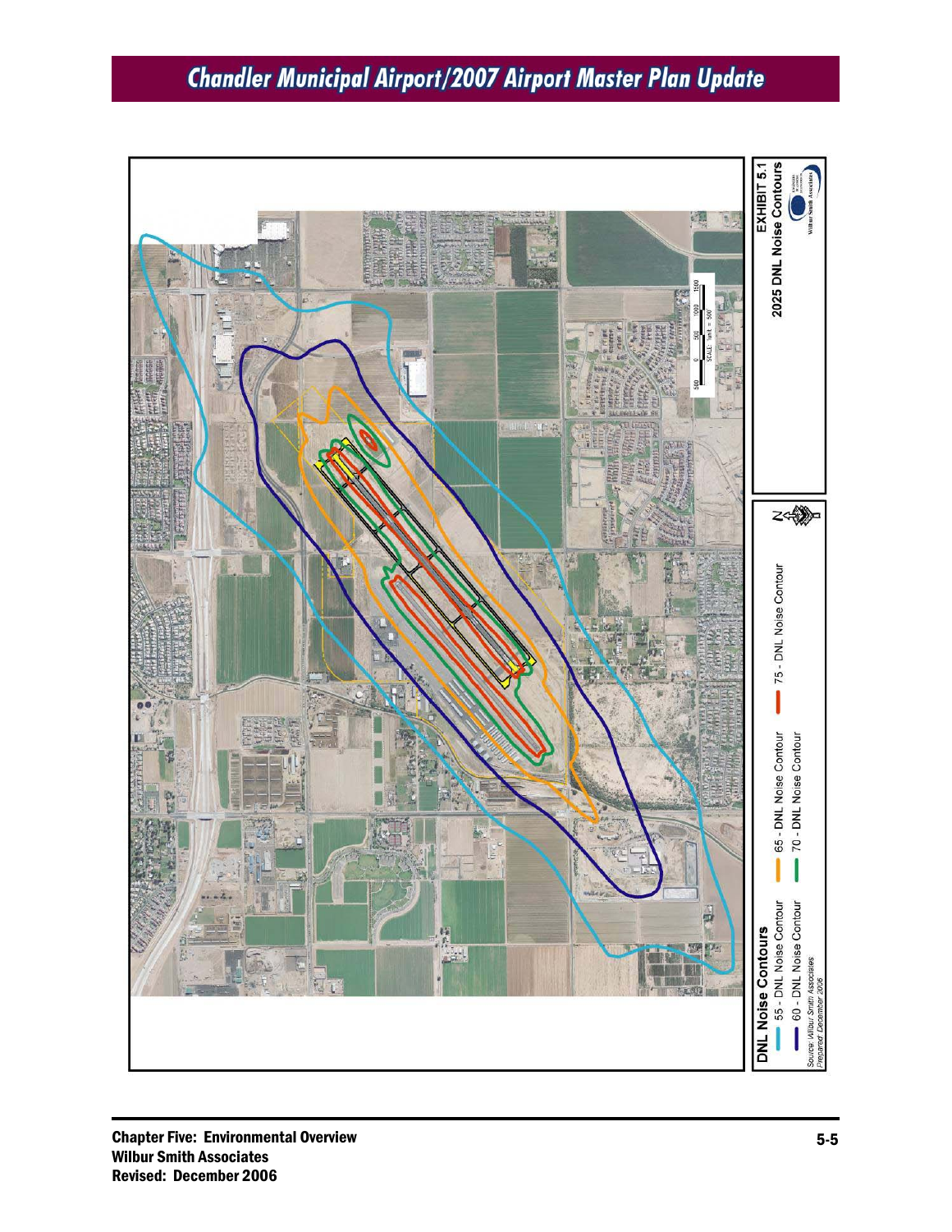**EXHIBIT 5.1**

**2025 DNL Noise Contours**

**DNL Noise Contours**

- 55 - DNL Noise Contour
- 60 - DNL Noise Contour
- 65 - DNL Noise Contour
- 70 - DNL Noise Contour
- 75 - DNL Noise Contour

*Source: Wilbur Smith Associates*
*Prepared: December 2006*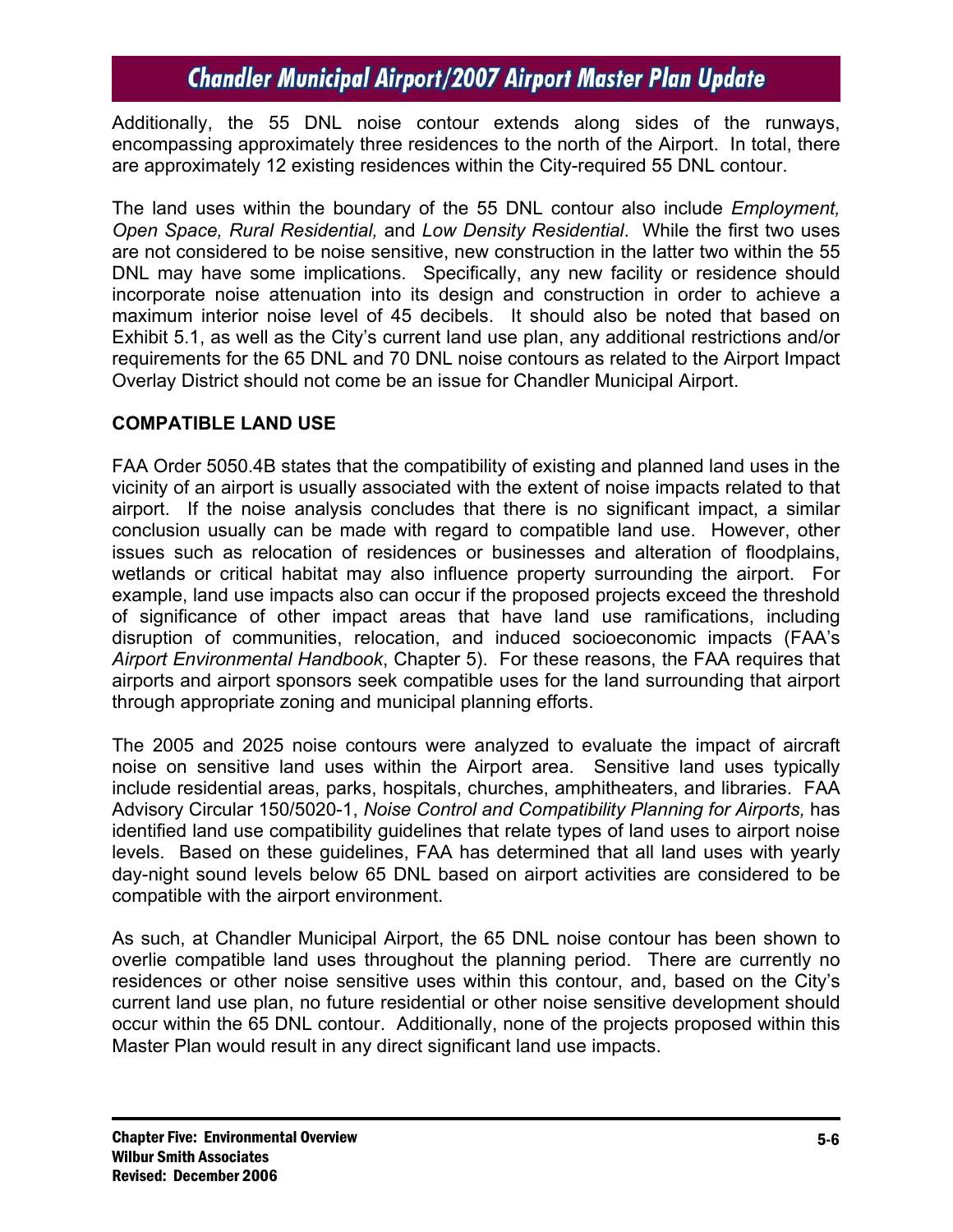Additionally, the 55 DNL noise contour extends along sides of the runways, encompassing approximately three residences to the north of the Airport. In total, there are approximately 12 existing residences within the City-required 55 DNL contour.

The land uses within the boundary of the 55 DNL contour also include *Employment, Open Space, Rural Residential,* and *Low Density Residential*. While the first two uses are not considered to be noise sensitive, new construction in the latter two within the 55 DNL may have some implications. Specifically, any new facility or residence should incorporate noise attenuation into its design and construction in order to achieve a maximum interior noise level of 45 decibels. It should also be noted that based on Exhibit 5.1, as well as the City's current land use plan, any additional restrictions and/or requirements for the 65 DNL and 70 DNL noise contours as related to the Airport Impact Overlay District should not come be an issue for Chandler Municipal Airport.

## COMPATIBLE LAND USE

FAA Order 5050.4B states that the compatibility of existing and planned land uses in the vicinity of an airport is usually associated with the extent of noise impacts related to that airport. If the noise analysis concludes that there is no significant impact, a similar conclusion usually can be made with regard to compatible land use. However, other issues such as relocation of residences or businesses and alteration of floodplains, wetlands or critical habitat may also influence property surrounding the airport. For example, land use impacts also can occur if the proposed projects exceed the threshold of significance of other impact areas that have land use ramifications, including disruption of communities, relocation, and induced socioeconomic impacts (FAA's *Airport Environmental Handbook*, Chapter 5). For these reasons, the FAA requires that airports and airport sponsors seek compatible uses for the land surrounding that airport through appropriate zoning and municipal planning efforts.

The 2005 and 2025 noise contours were analyzed to evaluate the impact of aircraft noise on sensitive land uses within the Airport area. Sensitive land uses typically include residential areas, parks, hospitals, churches, amphitheaters, and libraries. FAA Advisory Circular 150/5020-1, *Noise Control and Compatibility Planning for Airports,* has identified land use compatibility guidelines that relate types of land uses to airport noise levels. Based on these guidelines, FAA has determined that all land uses with yearly day-night sound levels below 65 DNL based on airport activities are considered to be compatible with the airport environment.

As such, at Chandler Municipal Airport, the 65 DNL noise contour has been shown to overlie compatible land uses throughout the planning period. There are currently no residences or other noise sensitive uses within this contour, and, based on the City's current land use plan, no future residential or other noise sensitive development should occur within the 65 DNL contour. Additionally, none of the projects proposed within this Master Plan would result in any direct significant land use impacts.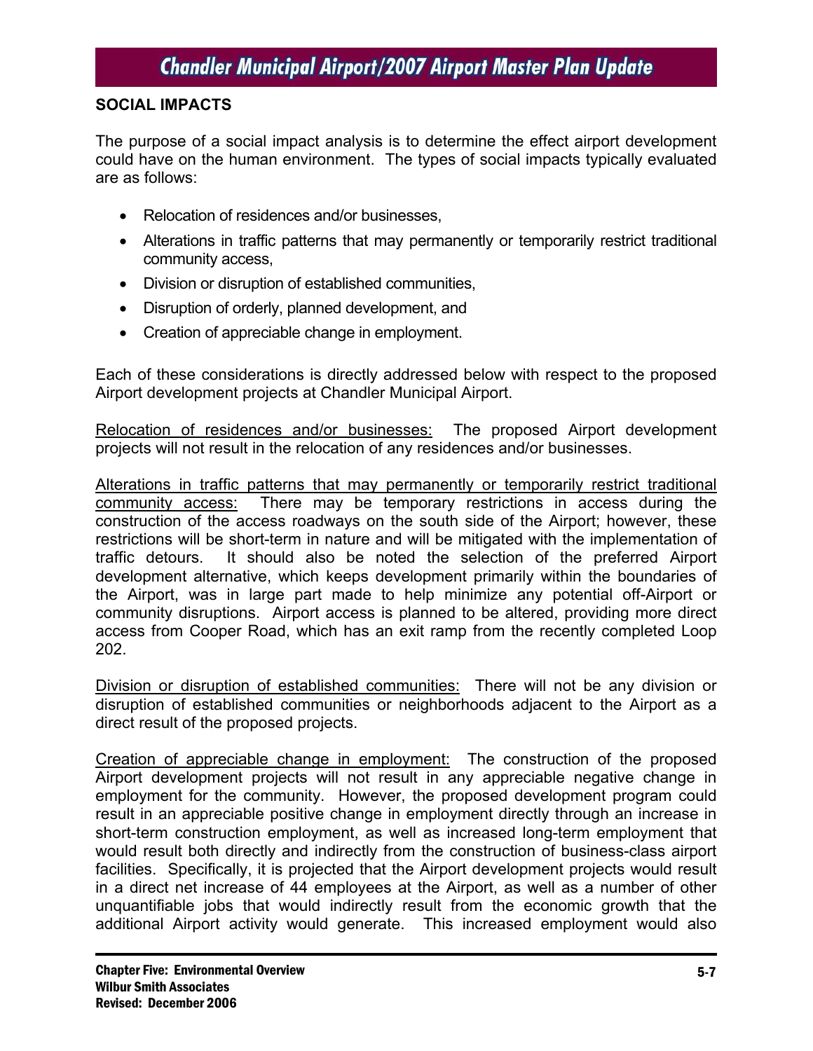## SOCIAL IMPACTS

The purpose of a social impact analysis is to determine the effect airport development could have on the human environment. The types of social impacts typically evaluated are as follows:

- Relocation of residences and/or businesses,
- Alterations in traffic patterns that may permanently or temporarily restrict traditional community access,
- Division or disruption of established communities,
- Disruption of orderly, planned development, and
- Creation of appreciable change in employment.

Each of these considerations is directly addressed below with respect to the proposed Airport development projects at Chandler Municipal Airport.

<u>Relocation of residences and/or businesses:</u> The proposed Airport development projects will not result in the relocation of any residences and/or businesses.

<u>Alterations in traffic patterns that may permanently or temporarily restrict traditional community access:</u> There may be temporary restrictions in access during the construction of the access roadways on the south side of the Airport; however, these restrictions will be short-term in nature and will be mitigated with the implementation of traffic detours. It should also be noted the selection of the preferred Airport development alternative, which keeps development primarily within the boundaries of the Airport, was in large part made to help minimize any potential off-Airport or community disruptions. Airport access is planned to be altered, providing more direct access from Cooper Road, which has an exit ramp from the recently completed Loop 202.

<u>Division or disruption of established communities:</u> There will not be any division or disruption of established communities or neighborhoods adjacent to the Airport as a direct result of the proposed projects.

<u>Creation of appreciable change in employment:</u> The construction of the proposed Airport development projects will not result in any appreciable negative change in employment for the community. However, the proposed development program could result in an appreciable positive change in employment directly through an increase in short-term construction employment, as well as increased long-term employment that would result both directly and indirectly from the construction of business-class airport facilities. Specifically, it is projected that the Airport development projects would result in a direct net increase of 44 employees at the Airport, as well as a number of other unquantifiable jobs that would indirectly result from the economic growth that the additional Airport activity would generate. This increased employment would also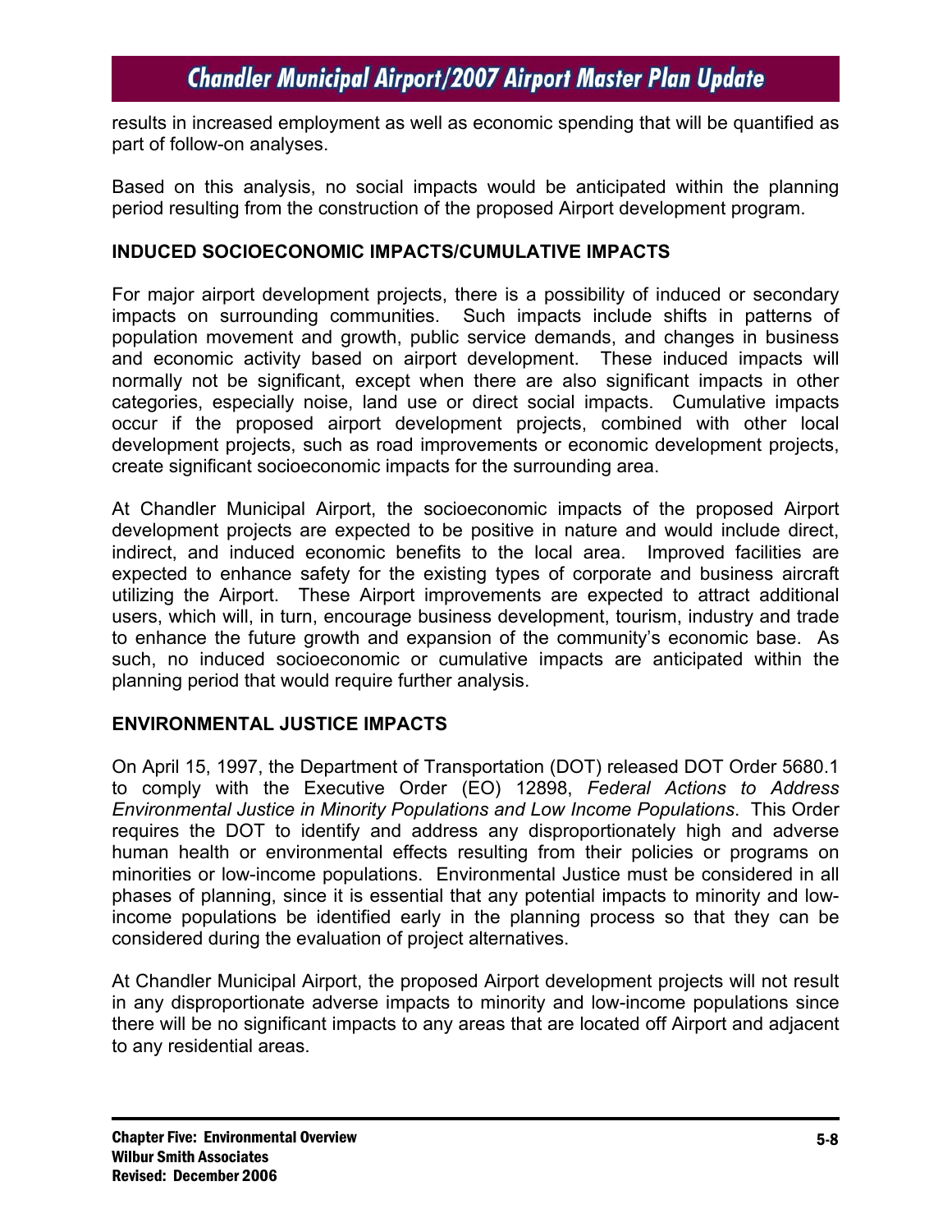results in increased employment as well as economic spending that will be quantified as part of follow-on analyses.

Based on this analysis, no social impacts would be anticipated within the planning period resulting from the construction of the proposed Airport development program.

### INDUCED SOCIOECONOMIC IMPACTS/CUMULATIVE IMPACTS

For major airport development projects, there is a possibility of induced or secondary impacts on surrounding communities. Such impacts include shifts in patterns of population movement and growth, public service demands, and changes in business and economic activity based on airport development. These induced impacts will normally not be significant, except when there are also significant impacts in other categories, especially noise, land use or direct social impacts. Cumulative impacts occur if the proposed airport development projects, combined with other local development projects, such as road improvements or economic development projects, create significant socioeconomic impacts for the surrounding area.

At Chandler Municipal Airport, the socioeconomic impacts of the proposed Airport development projects are expected to be positive in nature and would include direct, indirect, and induced economic benefits to the local area. Improved facilities are expected to enhance safety for the existing types of corporate and business aircraft utilizing the Airport. These Airport improvements are expected to attract additional users, which will, in turn, encourage business development, tourism, industry and trade to enhance the future growth and expansion of the community's economic base. As such, no induced socioeconomic or cumulative impacts are anticipated within the planning period that would require further analysis.

### ENVIRONMENTAL JUSTICE IMPACTS

On April 15, 1997, the Department of Transportation (DOT) released DOT Order 5680.1 to comply with the Executive Order (EO) 12898, *Federal Actions to Address Environmental Justice in Minority Populations and Low Income Populations*. This Order requires the DOT to identify and address any disproportionately high and adverse human health or environmental effects resulting from their policies or programs on minorities or low-income populations. Environmental Justice must be considered in all phases of planning, since it is essential that any potential impacts to minority and low-income populations be identified early in the planning process so that they can be considered during the evaluation of project alternatives.

At Chandler Municipal Airport, the proposed Airport development projects will not result in any disproportionate adverse impacts to minority and low-income populations since there will be no significant impacts to any areas that are located off Airport and adjacent to any residential areas.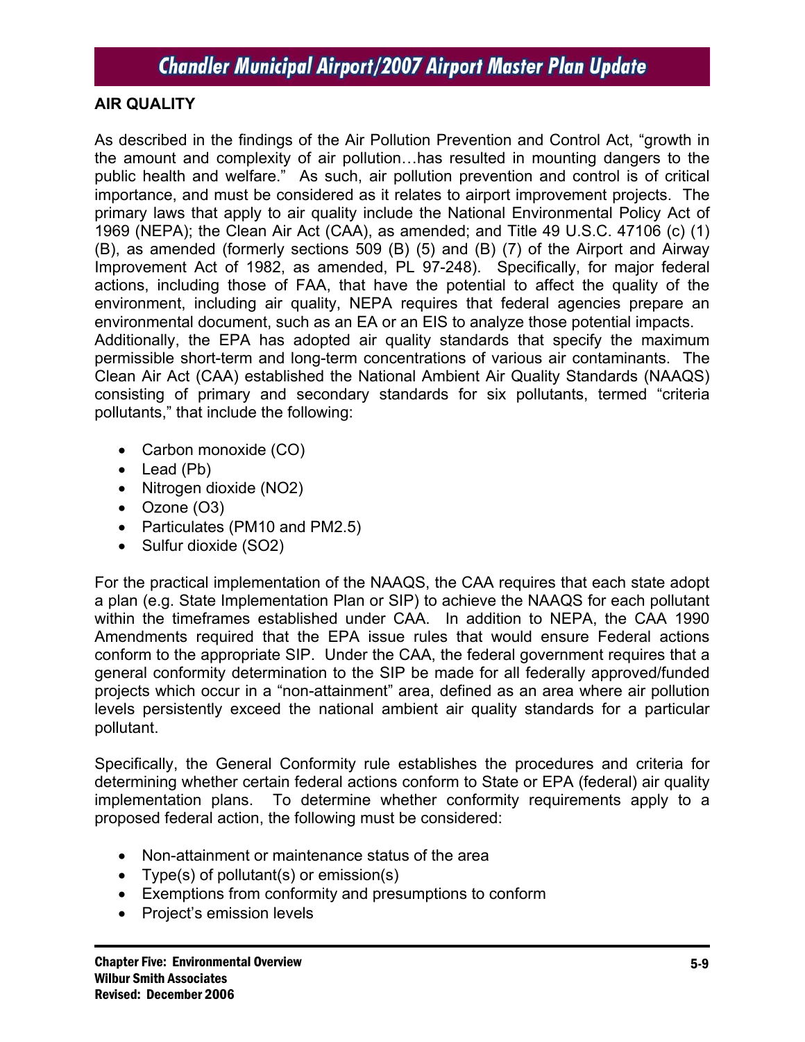## AIR QUALITY

As described in the findings of the Air Pollution Prevention and Control Act, "growth in the amount and complexity of air pollution…has resulted in mounting dangers to the public health and welfare." As such, air pollution prevention and control is of critical importance, and must be considered as it relates to airport improvement projects. The primary laws that apply to air quality include the National Environmental Policy Act of 1969 (NEPA); the Clean Air Act (CAA), as amended; and Title 49 U.S.C. 47106 (c) (1) (B), as amended (formerly sections 509 (B) (5) and (B) (7) of the Airport and Airway Improvement Act of 1982, as amended, PL 97-248). Specifically, for major federal actions, including those of FAA, that have the potential to affect the quality of the environment, including air quality, NEPA requires that federal agencies prepare an environmental document, such as an EA or an EIS to analyze those potential impacts.
Additionally, the EPA has adopted air quality standards that specify the maximum permissible short-term and long-term concentrations of various air contaminants. The Clean Air Act (CAA) established the National Ambient Air Quality Standards (NAAQS) consisting of primary and secondary standards for six pollutants, termed "criteria pollutants," that include the following:

- Carbon monoxide (CO)
- Lead (Pb)
- Nitrogen dioxide (NO2)
- Ozone (O3)
- Particulates (PM10 and PM2.5)
- Sulfur dioxide (SO2)

For the practical implementation of the NAAQS, the CAA requires that each state adopt a plan (e.g. State Implementation Plan or SIP) to achieve the NAAQS for each pollutant within the timeframes established under CAA. In addition to NEPA, the CAA 1990 Amendments required that the EPA issue rules that would ensure Federal actions conform to the appropriate SIP. Under the CAA, the federal government requires that a general conformity determination to the SIP be made for all federally approved/funded projects which occur in a "non-attainment" area, defined as an area where air pollution levels persistently exceed the national ambient air quality standards for a particular pollutant.

Specifically, the General Conformity rule establishes the procedures and criteria for determining whether certain federal actions conform to State or EPA (federal) air quality implementation plans. To determine whether conformity requirements apply to a proposed federal action, the following must be considered:

- Non-attainment or maintenance status of the area
- Type(s) of pollutant(s) or emission(s)
- Exemptions from conformity and presumptions to conform
- Project's emission levels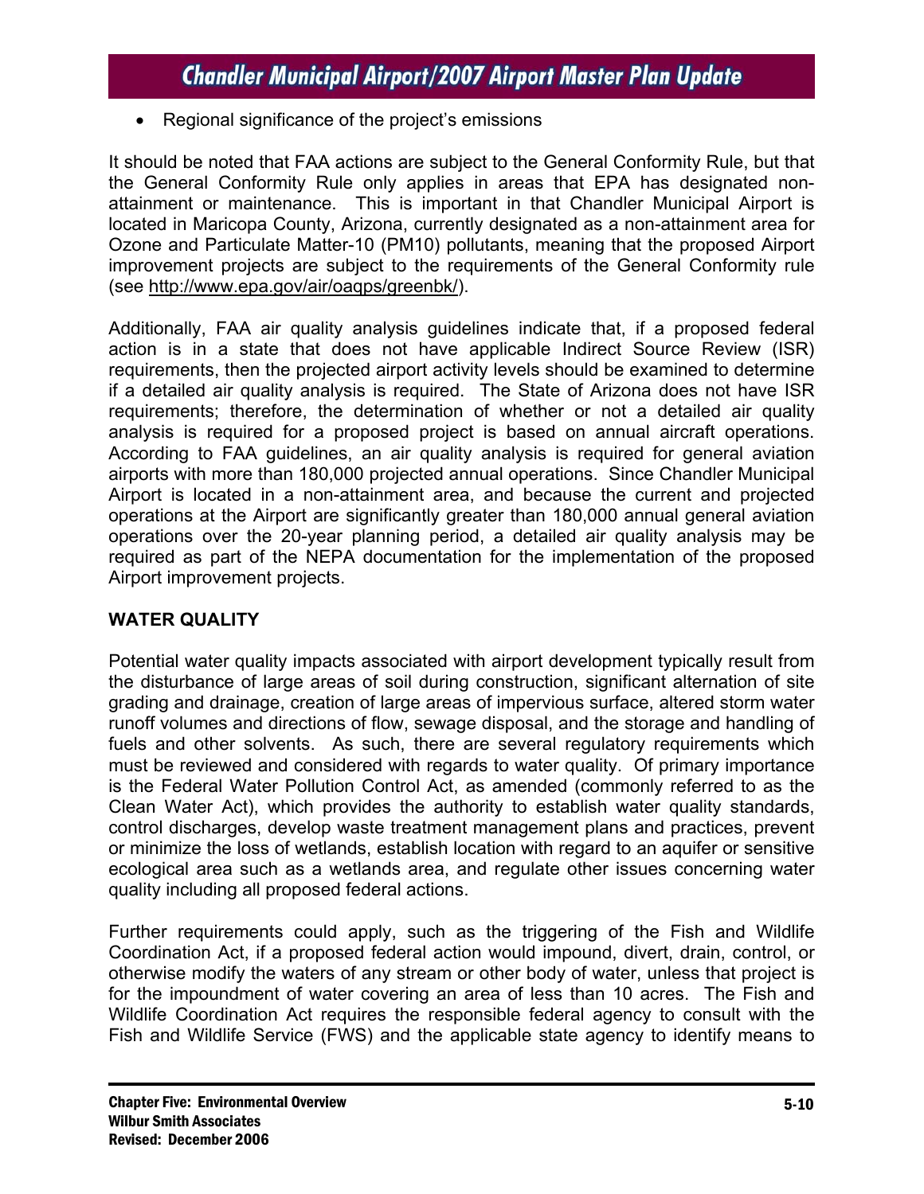- Regional significance of the project's emissions

It should be noted that FAA actions are subject to the General Conformity Rule, but that the General Conformity Rule only applies in areas that EPA has designated non-attainment or maintenance. This is important in that Chandler Municipal Airport is located in Maricopa County, Arizona, currently designated as a non-attainment area for Ozone and Particulate Matter-10 (PM10) pollutants, meaning that the proposed Airport improvement projects are subject to the requirements of the General Conformity rule (see http://www.epa.gov/air/oaqps/greenbk/).

Additionally, FAA air quality analysis guidelines indicate that, if a proposed federal action is in a state that does not have applicable Indirect Source Review (ISR) requirements, then the projected airport activity levels should be examined to determine if a detailed air quality analysis is required. The State of Arizona does not have ISR requirements; therefore, the determination of whether or not a detailed air quality analysis is required for a proposed project is based on annual aircraft operations. According to FAA guidelines, an air quality analysis is required for general aviation airports with more than 180,000 projected annual operations. Since Chandler Municipal Airport is located in a non-attainment area, and because the current and projected operations at the Airport are significantly greater than 180,000 annual general aviation operations over the 20-year planning period, a detailed air quality analysis may be required as part of the NEPA documentation for the implementation of the proposed Airport improvement projects.

**WATER QUALITY**

Potential water quality impacts associated with airport development typically result from the disturbance of large areas of soil during construction, significant alternation of site grading and drainage, creation of large areas of impervious surface, altered storm water runoff volumes and directions of flow, sewage disposal, and the storage and handling of fuels and other solvents. As such, there are several regulatory requirements which must be reviewed and considered with regards to water quality. Of primary importance is the Federal Water Pollution Control Act, as amended (commonly referred to as the Clean Water Act), which provides the authority to establish water quality standards, control discharges, develop waste treatment management plans and practices, prevent or minimize the loss of wetlands, establish location with regard to an aquifer or sensitive ecological area such as a wetlands area, and regulate other issues concerning water quality including all proposed federal actions.

Further requirements could apply, such as the triggering of the Fish and Wildlife Coordination Act, if a proposed federal action would impound, divert, drain, control, or otherwise modify the waters of any stream or other body of water, unless that project is for the impoundment of water covering an area of less than 10 acres. The Fish and Wildlife Coordination Act requires the responsible federal agency to consult with the Fish and Wildlife Service (FWS) and the applicable state agency to identify means to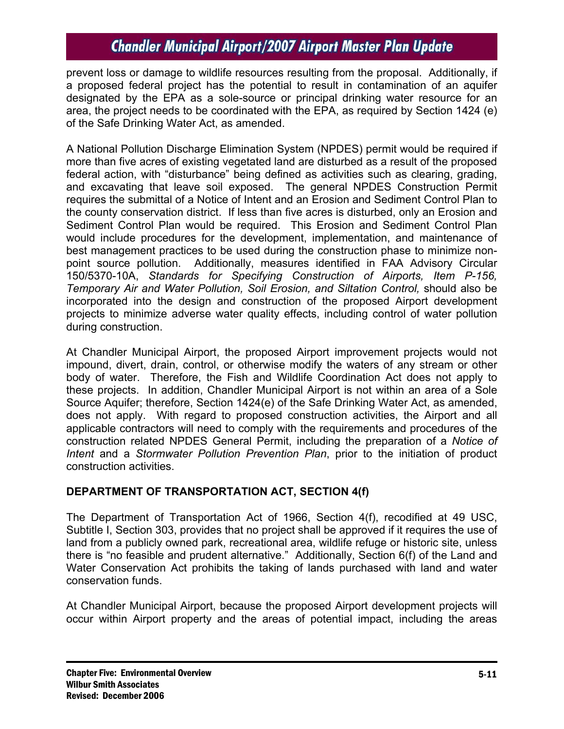prevent loss or damage to wildlife resources resulting from the proposal. Additionally, if a proposed federal project has the potential to result in contamination of an aquifer designated by the EPA as a sole-source or principal drinking water resource for an area, the project needs to be coordinated with the EPA, as required by Section 1424 (e) of the Safe Drinking Water Act, as amended.

A National Pollution Discharge Elimination System (NPDES) permit would be required if more than five acres of existing vegetated land are disturbed as a result of the proposed federal action, with "disturbance" being defined as activities such as clearing, grading, and excavating that leave soil exposed. The general NPDES Construction Permit requires the submittal of a Notice of Intent and an Erosion and Sediment Control Plan to the county conservation district. If less than five acres is disturbed, only an Erosion and Sediment Control Plan would be required. This Erosion and Sediment Control Plan would include procedures for the development, implementation, and maintenance of best management practices to be used during the construction phase to minimize non-point source pollution. Additionally, measures identified in FAA Advisory Circular 150/5370-10A, *Standards for Specifying Construction of Airports, Item P-156, Temporary Air and Water Pollution, Soil Erosion, and Siltation Control,* should also be incorporated into the design and construction of the proposed Airport development projects to minimize adverse water quality effects, including control of water pollution during construction.

At Chandler Municipal Airport, the proposed Airport improvement projects would not impound, divert, drain, control, or otherwise modify the waters of any stream or other body of water. Therefore, the Fish and Wildlife Coordination Act does not apply to these projects. In addition, Chandler Municipal Airport is not within an area of a Sole Source Aquifer; therefore, Section 1424(e) of the Safe Drinking Water Act, as amended, does not apply. With regard to proposed construction activities, the Airport and all applicable contractors will need to comply with the requirements and procedures of the construction related NPDES General Permit, including the preparation of a *Notice of Intent* and a *Stormwater Pollution Prevention Plan*, prior to the initiation of product construction activities.

## DEPARTMENT OF TRANSPORTATION ACT, SECTION 4(f)

The Department of Transportation Act of 1966, Section 4(f), recodified at 49 USC, Subtitle I, Section 303, provides that no project shall be approved if it requires the use of land from a publicly owned park, recreational area, wildlife refuge or historic site, unless there is "no feasible and prudent alternative." Additionally, Section 6(f) of the Land and Water Conservation Act prohibits the taking of lands purchased with land and water conservation funds.

At Chandler Municipal Airport, because the proposed Airport development projects will occur within Airport property and the areas of potential impact, including the areas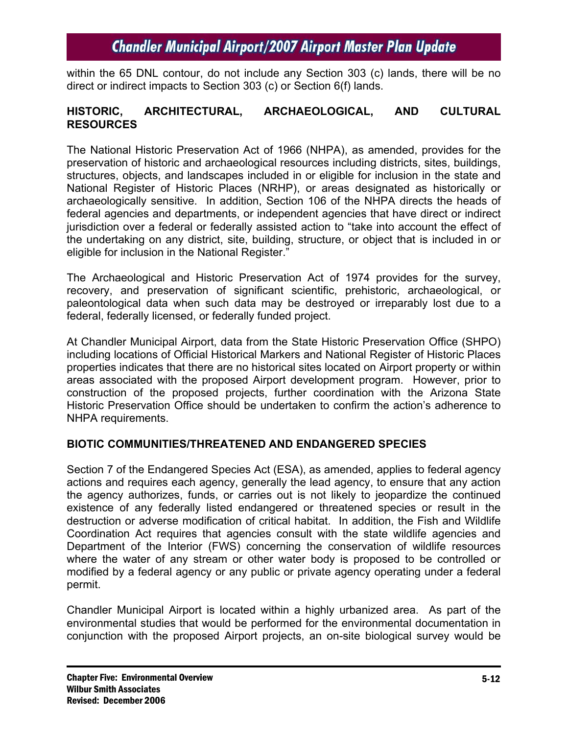within the 65 DNL contour, do not include any Section 303 (c) lands, there will be no direct or indirect impacts to Section 303 (c) or Section 6(f) lands.

## HISTORIC, ARCHITECTURAL, ARCHAEOLOGICAL, AND CULTURAL RESOURCES

The National Historic Preservation Act of 1966 (NHPA), as amended, provides for the preservation of historic and archaeological resources including districts, sites, buildings, structures, objects, and landscapes included in or eligible for inclusion in the state and National Register of Historic Places (NRHP), or areas designated as historically or archaeologically sensitive. In addition, Section 106 of the NHPA directs the heads of federal agencies and departments, or independent agencies that have direct or indirect jurisdiction over a federal or federally assisted action to "take into account the effect of the undertaking on any district, site, building, structure, or object that is included in or eligible for inclusion in the National Register."

The Archaeological and Historic Preservation Act of 1974 provides for the survey, recovery, and preservation of significant scientific, prehistoric, archaeological, or paleontological data when such data may be destroyed or irreparably lost due to a federal, federally licensed, or federally funded project.

At Chandler Municipal Airport, data from the State Historic Preservation Office (SHPO) including locations of Official Historical Markers and National Register of Historic Places properties indicates that there are no historical sites located on Airport property or within areas associated with the proposed Airport development program. However, prior to construction of the proposed projects, further coordination with the Arizona State Historic Preservation Office should be undertaken to confirm the action's adherence to NHPA requirements.

## BIOTIC COMMUNITIES/THREATENED AND ENDANGERED SPECIES

Section 7 of the Endangered Species Act (ESA), as amended, applies to federal agency actions and requires each agency, generally the lead agency, to ensure that any action the agency authorizes, funds, or carries out is not likely to jeopardize the continued existence of any federally listed endangered or threatened species or result in the destruction or adverse modification of critical habitat. In addition, the Fish and Wildlife Coordination Act requires that agencies consult with the state wildlife agencies and Department of the Interior (FWS) concerning the conservation of wildlife resources where the water of any stream or other water body is proposed to be controlled or modified by a federal agency or any public or private agency operating under a federal permit.

Chandler Municipal Airport is located within a highly urbanized area. As part of the environmental studies that would be performed for the environmental documentation in conjunction with the proposed Airport projects, an on-site biological survey would be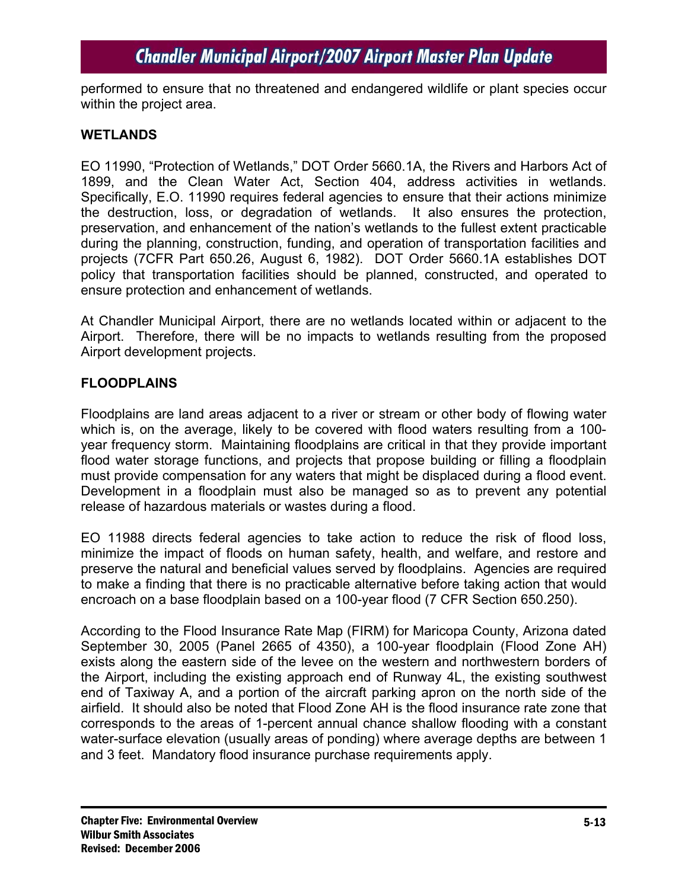performed to ensure that no threatened and endangered wildlife or plant species occur within the project area.

**WETLANDS**

EO 11990, "Protection of Wetlands," DOT Order 5660.1A, the Rivers and Harbors Act of 1899, and the Clean Water Act, Section 404, address activities in wetlands. Specifically, E.O. 11990 requires federal agencies to ensure that their actions minimize the destruction, loss, or degradation of wetlands. It also ensures the protection, preservation, and enhancement of the nation's wetlands to the fullest extent practicable during the planning, construction, funding, and operation of transportation facilities and projects (7CFR Part 650.26, August 6, 1982). DOT Order 5660.1A establishes DOT policy that transportation facilities should be planned, constructed, and operated to ensure protection and enhancement of wetlands.

At Chandler Municipal Airport, there are no wetlands located within or adjacent to the Airport. Therefore, there will be no impacts to wetlands resulting from the proposed Airport development projects.

**FLOODPLAINS**

Floodplains are land areas adjacent to a river or stream or other body of flowing water which is, on the average, likely to be covered with flood waters resulting from a 100-year frequency storm. Maintaining floodplains are critical in that they provide important flood water storage functions, and projects that propose building or filling a floodplain must provide compensation for any waters that might be displaced during a flood event. Development in a floodplain must also be managed so as to prevent any potential release of hazardous materials or wastes during a flood.

EO 11988 directs federal agencies to take action to reduce the risk of flood loss, minimize the impact of floods on human safety, health, and welfare, and restore and preserve the natural and beneficial values served by floodplains. Agencies are required to make a finding that there is no practicable alternative before taking action that would encroach on a base floodplain based on a 100-year flood (7 CFR Section 650.250).

According to the Flood Insurance Rate Map (FIRM) for Maricopa County, Arizona dated September 30, 2005 (Panel 2665 of 4350), a 100-year floodplain (Flood Zone AH) exists along the eastern side of the levee on the western and northwestern borders of the Airport, including the existing approach end of Runway 4L, the existing southwest end of Taxiway A, and a portion of the aircraft parking apron on the north side of the airfield. It should also be noted that Flood Zone AH is the flood insurance rate zone that corresponds to the areas of 1-percent annual chance shallow flooding with a constant water-surface elevation (usually areas of ponding) where average depths are between 1 and 3 feet. Mandatory flood insurance purchase requirements apply.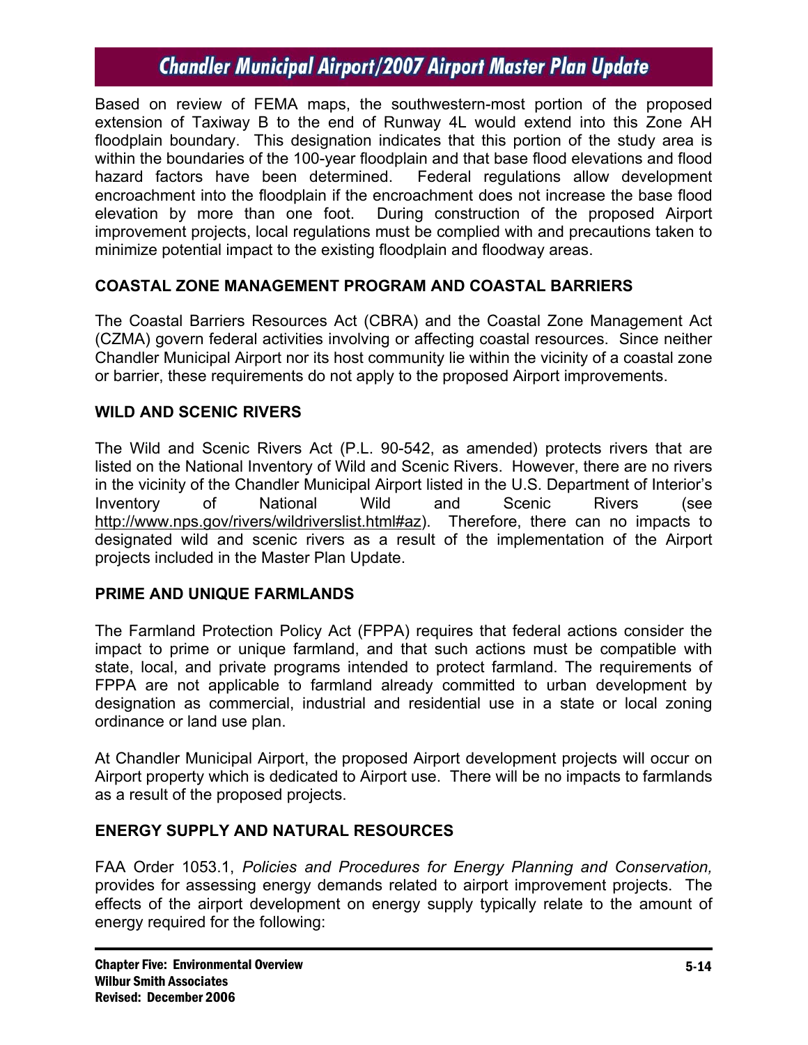Based on review of FEMA maps, the southwestern-most portion of the proposed extension of Taxiway B to the end of Runway 4L would extend into this Zone AH floodplain boundary. This designation indicates that this portion of the study area is within the boundaries of the 100-year floodplain and that base flood elevations and flood hazard factors have been determined. Federal regulations allow development encroachment into the floodplain if the encroachment does not increase the base flood elevation by more than one foot. During construction of the proposed Airport improvement projects, local regulations must be complied with and precautions taken to minimize potential impact to the existing floodplain and floodway areas.

**COASTAL ZONE MANAGEMENT PROGRAM AND COASTAL BARRIERS**

The Coastal Barriers Resources Act (CBRA) and the Coastal Zone Management Act (CZMA) govern federal activities involving or affecting coastal resources. Since neither Chandler Municipal Airport nor its host community lie within the vicinity of a coastal zone or barrier, these requirements do not apply to the proposed Airport improvements.

**WILD AND SCENIC RIVERS**

The Wild and Scenic Rivers Act (P.L. 90-542, as amended) protects rivers that are listed on the National Inventory of Wild and Scenic Rivers. However, there are no rivers in the vicinity of the Chandler Municipal Airport listed in the U.S. Department of Interior's Inventory of National Wild and Scenic Rivers (see http://www.nps.gov/rivers/wildriverslist.html#az). Therefore, there can no impacts to designated wild and scenic rivers as a result of the implementation of the Airport projects included in the Master Plan Update.

**PRIME AND UNIQUE FARMLANDS**

The Farmland Protection Policy Act (FPPA) requires that federal actions consider the impact to prime or unique farmland, and that such actions must be compatible with state, local, and private programs intended to protect farmland. The requirements of FPPA are not applicable to farmland already committed to urban development by designation as commercial, industrial and residential use in a state or local zoning ordinance or land use plan.

At Chandler Municipal Airport, the proposed Airport development projects will occur on Airport property which is dedicated to Airport use. There will be no impacts to farmlands as a result of the proposed projects.

**ENERGY SUPPLY AND NATURAL RESOURCES**

FAA Order 1053.1, *Policies and Procedures for Energy Planning and Conservation,* provides for assessing energy demands related to airport improvement projects. The effects of the airport development on energy supply typically relate to the amount of energy required for the following: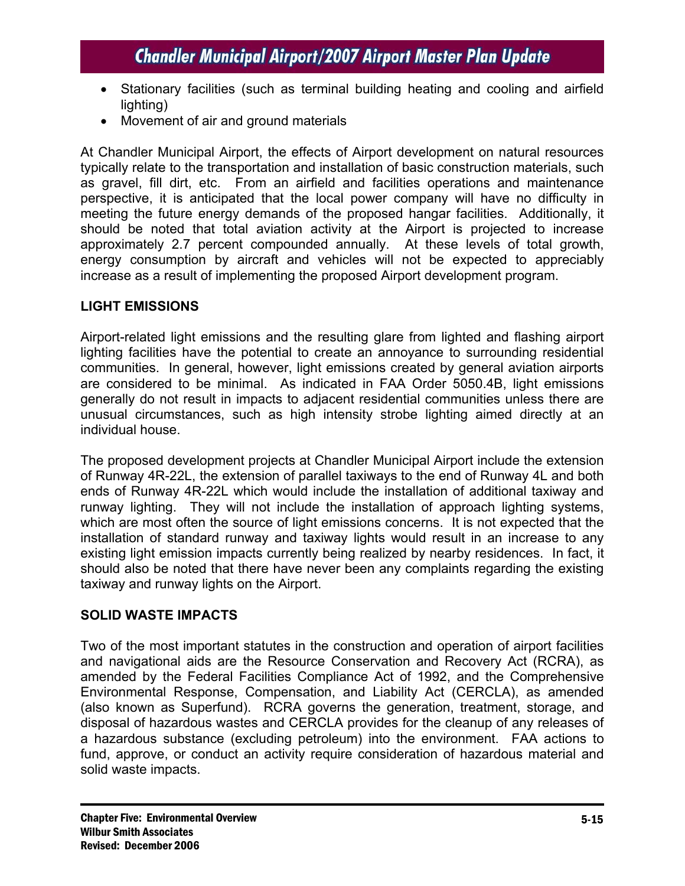- Stationary facilities (such as terminal building heating and cooling and airfield lighting)
- Movement of air and ground materials

At Chandler Municipal Airport, the effects of Airport development on natural resources typically relate to the transportation and installation of basic construction materials, such as gravel, fill dirt, etc. From an airfield and facilities operations and maintenance perspective, it is anticipated that the local power company will have no difficulty in meeting the future energy demands of the proposed hangar facilities. Additionally, it should be noted that total aviation activity at the Airport is projected to increase approximately 2.7 percent compounded annually. At these levels of total growth, energy consumption by aircraft and vehicles will not be expected to appreciably increase as a result of implementing the proposed Airport development program.

**LIGHT EMISSIONS**

Airport-related light emissions and the resulting glare from lighted and flashing airport lighting facilities have the potential to create an annoyance to surrounding residential communities. In general, however, light emissions created by general aviation airports are considered to be minimal. As indicated in FAA Order 5050.4B, light emissions generally do not result in impacts to adjacent residential communities unless there are unusual circumstances, such as high intensity strobe lighting aimed directly at an individual house.

The proposed development projects at Chandler Municipal Airport include the extension of Runway 4R-22L, the extension of parallel taxiways to the end of Runway 4L and both ends of Runway 4R-22L which would include the installation of additional taxiway and runway lighting. They will not include the installation of approach lighting systems, which are most often the source of light emissions concerns. It is not expected that the installation of standard runway and taxiway lights would result in an increase to any existing light emission impacts currently being realized by nearby residences. In fact, it should also be noted that there have never been any complaints regarding the existing taxiway and runway lights on the Airport.

**SOLID WASTE IMPACTS**

Two of the most important statutes in the construction and operation of airport facilities and navigational aids are the Resource Conservation and Recovery Act (RCRA), as amended by the Federal Facilities Compliance Act of 1992, and the Comprehensive Environmental Response, Compensation, and Liability Act (CERCLA), as amended (also known as Superfund). RCRA governs the generation, treatment, storage, and disposal of hazardous wastes and CERCLA provides for the cleanup of any releases of a hazardous substance (excluding petroleum) into the environment. FAA actions to fund, approve, or conduct an activity require consideration of hazardous material and solid waste impacts.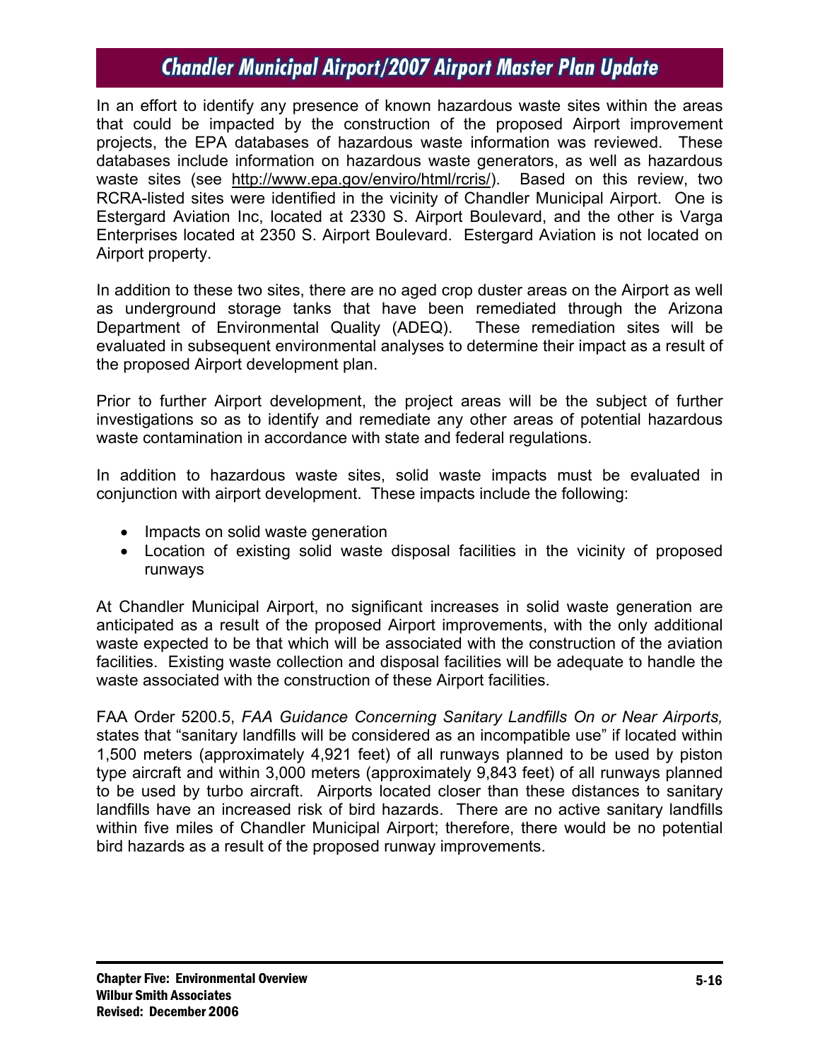In an effort to identify any presence of known hazardous waste sites within the areas that could be impacted by the construction of the proposed Airport improvement projects, the EPA databases of hazardous waste information was reviewed. These databases include information on hazardous waste generators, as well as hazardous waste sites (see http://www.epa.gov/enviro/html/rcris/). Based on this review, two RCRA-listed sites were identified in the vicinity of Chandler Municipal Airport. One is Estergard Aviation Inc, located at 2330 S. Airport Boulevard, and the other is Varga Enterprises located at 2350 S. Airport Boulevard. Estergard Aviation is not located on Airport property.

In addition to these two sites, there are no aged crop duster areas on the Airport as well as underground storage tanks that have been remediated through the Arizona Department of Environmental Quality (ADEQ). These remediation sites will be evaluated in subsequent environmental analyses to determine their impact as a result of the proposed Airport development plan.

Prior to further Airport development, the project areas will be the subject of further investigations so as to identify and remediate any other areas of potential hazardous waste contamination in accordance with state and federal regulations.

In addition to hazardous waste sites, solid waste impacts must be evaluated in conjunction with airport development. These impacts include the following:

- Impacts on solid waste generation
- Location of existing solid waste disposal facilities in the vicinity of proposed runways

At Chandler Municipal Airport, no significant increases in solid waste generation are anticipated as a result of the proposed Airport improvements, with the only additional waste expected to be that which will be associated with the construction of the aviation facilities. Existing waste collection and disposal facilities will be adequate to handle the waste associated with the construction of these Airport facilities.

FAA Order 5200.5, *FAA Guidance Concerning Sanitary Landfills On or Near Airports,* states that "sanitary landfills will be considered as an incompatible use" if located within 1,500 meters (approximately 4,921 feet) of all runways planned to be used by piston type aircraft and within 3,000 meters (approximately 9,843 feet) of all runways planned to be used by turbo aircraft. Airports located closer than these distances to sanitary landfills have an increased risk of bird hazards. There are no active sanitary landfills within five miles of Chandler Municipal Airport; therefore, there would be no potential bird hazards as a result of the proposed runway improvements.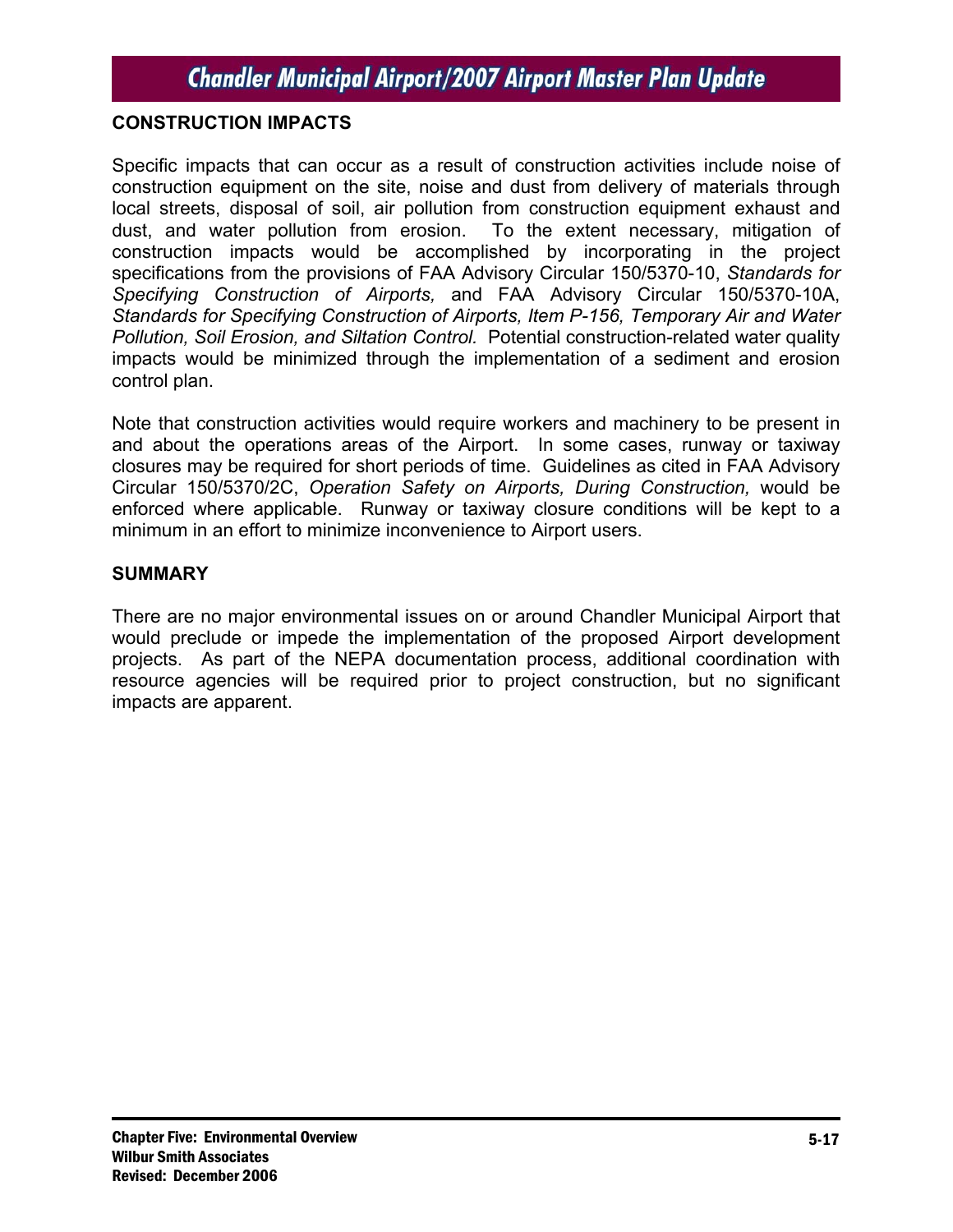## CONSTRUCTION IMPACTS

Specific impacts that can occur as a result of construction activities include noise of construction equipment on the site, noise and dust from delivery of materials through local streets, disposal of soil, air pollution from construction equipment exhaust and dust, and water pollution from erosion. To the extent necessary, mitigation of construction impacts would be accomplished by incorporating in the project specifications from the provisions of FAA Advisory Circular 150/5370-10, *Standards for Specifying Construction of Airports,* and FAA Advisory Circular 150/5370-10A, *Standards for Specifying Construction of Airports, Item P-156, Temporary Air and Water Pollution, Soil Erosion, and Siltation Control.* Potential construction-related water quality impacts would be minimized through the implementation of a sediment and erosion control plan.

Note that construction activities would require workers and machinery to be present in and about the operations areas of the Airport. In some cases, runway or taxiway closures may be required for short periods of time. Guidelines as cited in FAA Advisory Circular 150/5370/2C, *Operation Safety on Airports, During Construction,* would be enforced where applicable. Runway or taxiway closure conditions will be kept to a minimum in an effort to minimize inconvenience to Airport users.

## SUMMARY

There are no major environmental issues on or around Chandler Municipal Airport that would preclude or impede the implementation of the proposed Airport development projects. As part of the NEPA documentation process, additional coordination with resource agencies will be required prior to project construction, but no significant impacts are apparent.